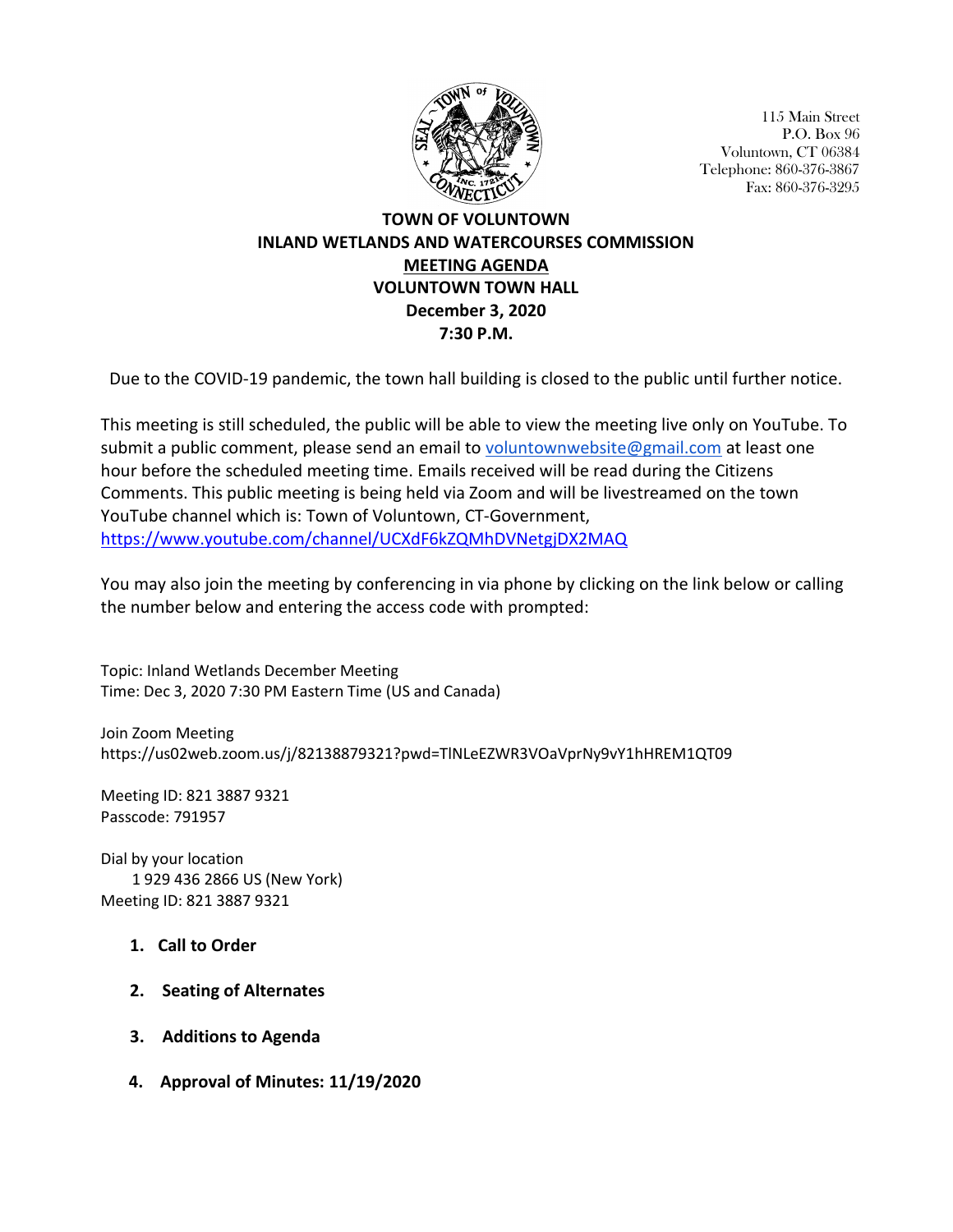115 Main Street
P.O. Box 96
Voluntown, CT 06384
Telephone: 860-376-3867
Fax: 860-376-3295

# TOWN OF VOLUNTOWN
# INLAND WETLANDS AND WATERCOURSES COMMISSION
## MEETING AGENDA
## VOLUNTOWN TOWN HALL
## December 3, 2020
## 7:30 P.M.

Due to the COVID-19 pandemic, the town hall building is closed to the public until further notice.

This meeting is still scheduled, the public will be able to view the meeting live only on YouTube. To submit a public comment, please send an email to voluntownwebsite@gmail.com at least one hour before the scheduled meeting time. Emails received will be read during the Citizens Comments. This public meeting is being held via Zoom and will be livestreamed on the town YouTube channel which is: Town of Voluntown, CT-Government, https://www.youtube.com/channel/UCXdF6kZQMhDVNetgjDX2MAQ

You may also join the meeting by conferencing in via phone by clicking on the link below or calling the number below and entering the access code with prompted:

Topic: Inland Wetlands December Meeting
Time: Dec 3, 2020 7:30 PM Eastern Time (US and Canada)

Join Zoom Meeting
https://us02web.zoom.us/j/82138879321?pwd=TlNLeEZWR3VOaVprNy9vY1hHREM1QT09

Meeting ID: 821 3887 9321
Passcode: 791957

Dial by your location
1 929 436 2866 US (New York)
Meeting ID: 821 3887 9321

1. **Call to Order**
2. **Seating of Alternates**
3. **Additions to Agenda**
4. **Approval of Minutes: 11/19/2020**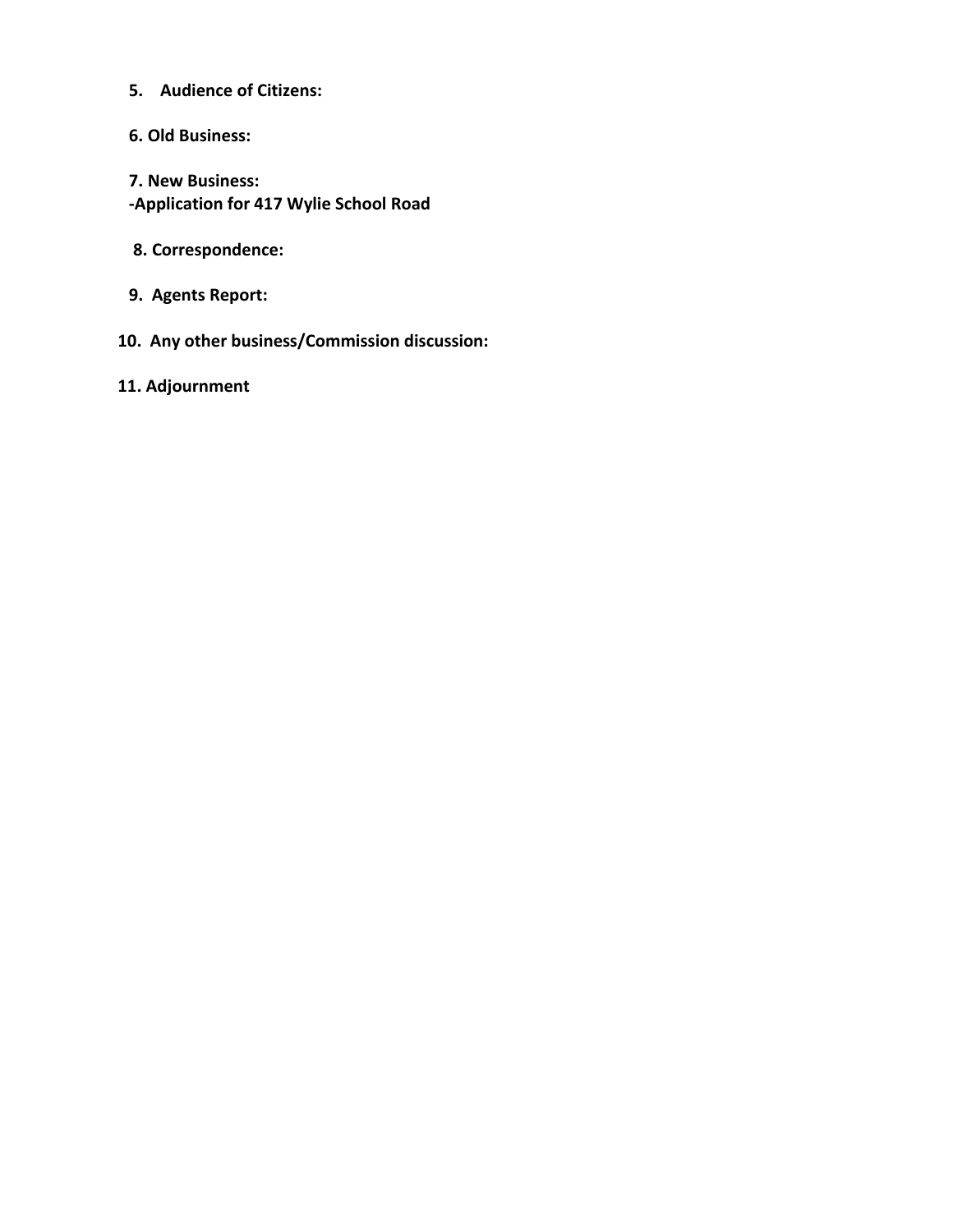**5. Audience of Citizens:**

**6. Old Business:**

**7. New Business:**
**-Application for 417 Wylie School Road**

**8. Correspondence:**

**9. Agents Report:**

**10. Any other business/Commission discussion:**

**11. Adjournment**